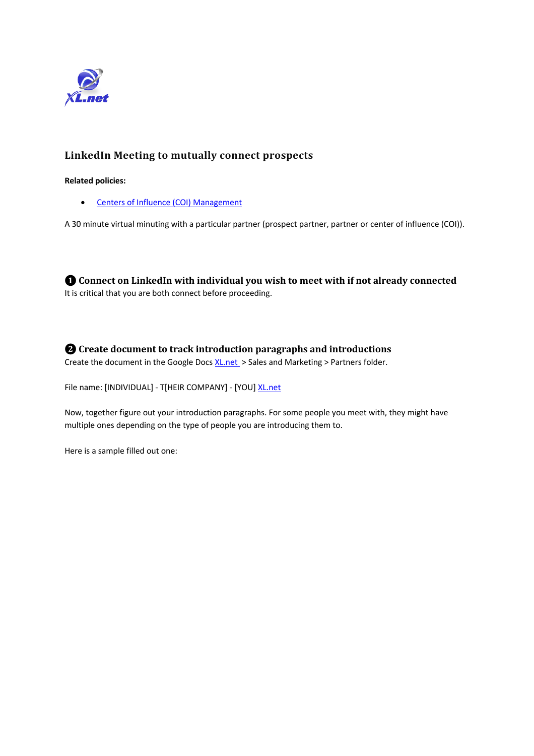# LinkedIn Meeting to mutually connect prospects

**Related policies:**

- [Centers of Influence (COI) Management]

A 30 minute virtual minuting with a particular partner (prospect partner, partner or center of influence (COI)).

## ❶ Connect on LinkedIn with individual you wish to meet with if not already connected

It is critical that you are both connect before proceeding.

## ❷ Create document to track introduction paragraphs and introductions

Create the document in the Google Docs XL.net > Sales and Marketing > Partners folder.

File name: [INDIVIDUAL] - T[HEIR COMPANY] - [YOU] XL.net

Now, together figure out your introduction paragraphs. For some people you meet with, they might have multiple ones depending on the type of people you are introducing them to.

Here is a sample filled out one: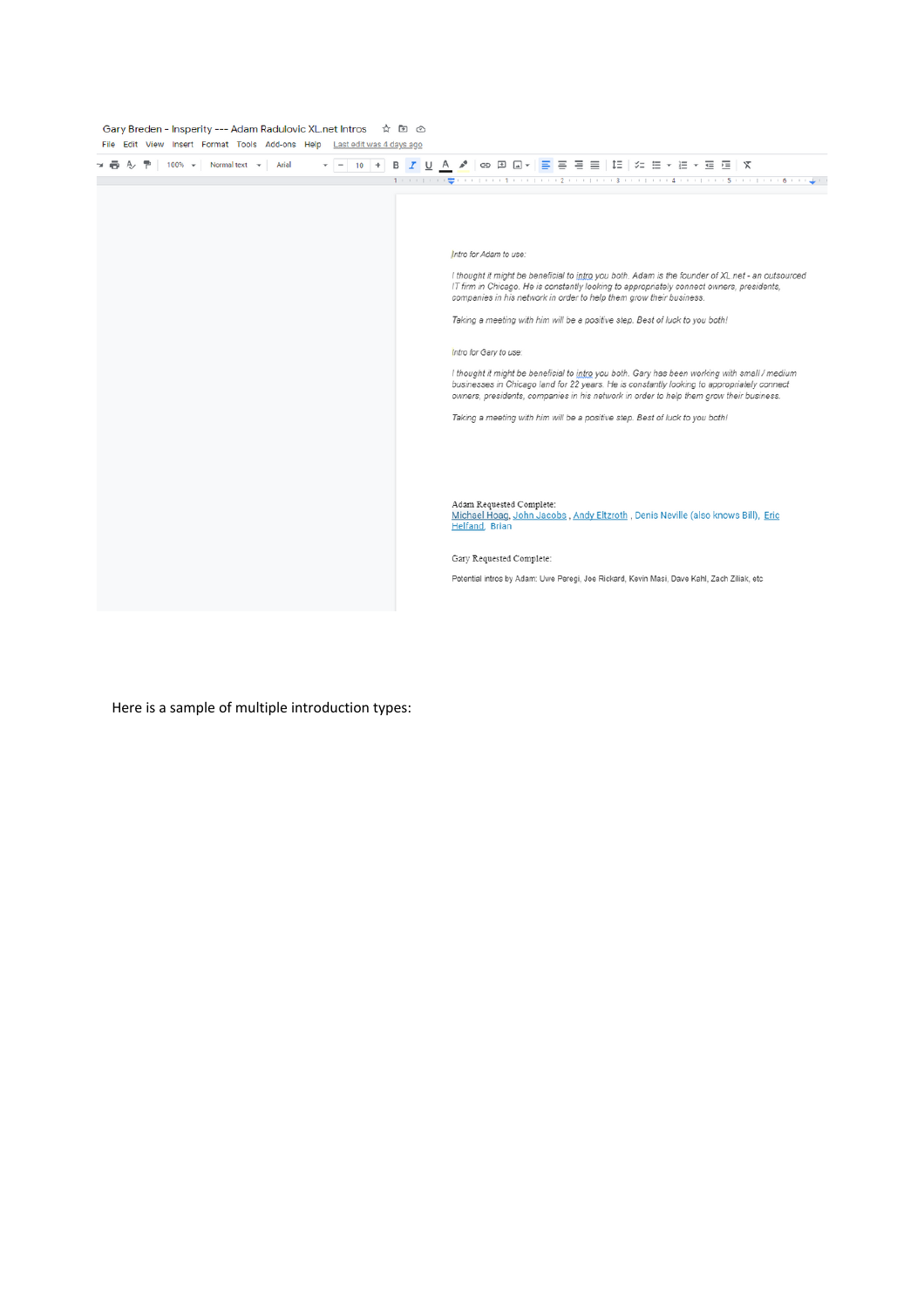Gary Breden - Insperity --- Adam Radulovic XL.net Intros

*Intro for Adam to use:*

*I thought it might be beneficial to intro you both. Adam is the founder of XL.net - an outsourced IT firm in Chicago. He is constantly looking to appropriately connect owners, presidents, companies in his network in order to help them grow their business.*

*Taking a meeting with him will be a positive step. Best of luck to you both!*

*Intro for Gary to use:*

*I thought it might be beneficial to intro you both. Gary has been working with small / medium businesses in Chicago land for 22 years. He is constantly looking to appropriately connect owners, presidents, companies in his network in order to help them grow their business.*

*Taking a meeting with him will be a positive step. Best of luck to you both!*

Adam Requested Complete:
Michael Hoag, John Jacobs , Andy Eltzroth , Denis Neville (also knows Bill), Eric Helfand, Brian

Gary Requested Complete:

Potential intros by Adam: Uwe Peregi, Joe Rickard, Kevin Masi, Dave Kahl, Zach Ziliak, etc

Here is a sample of multiple introduction types: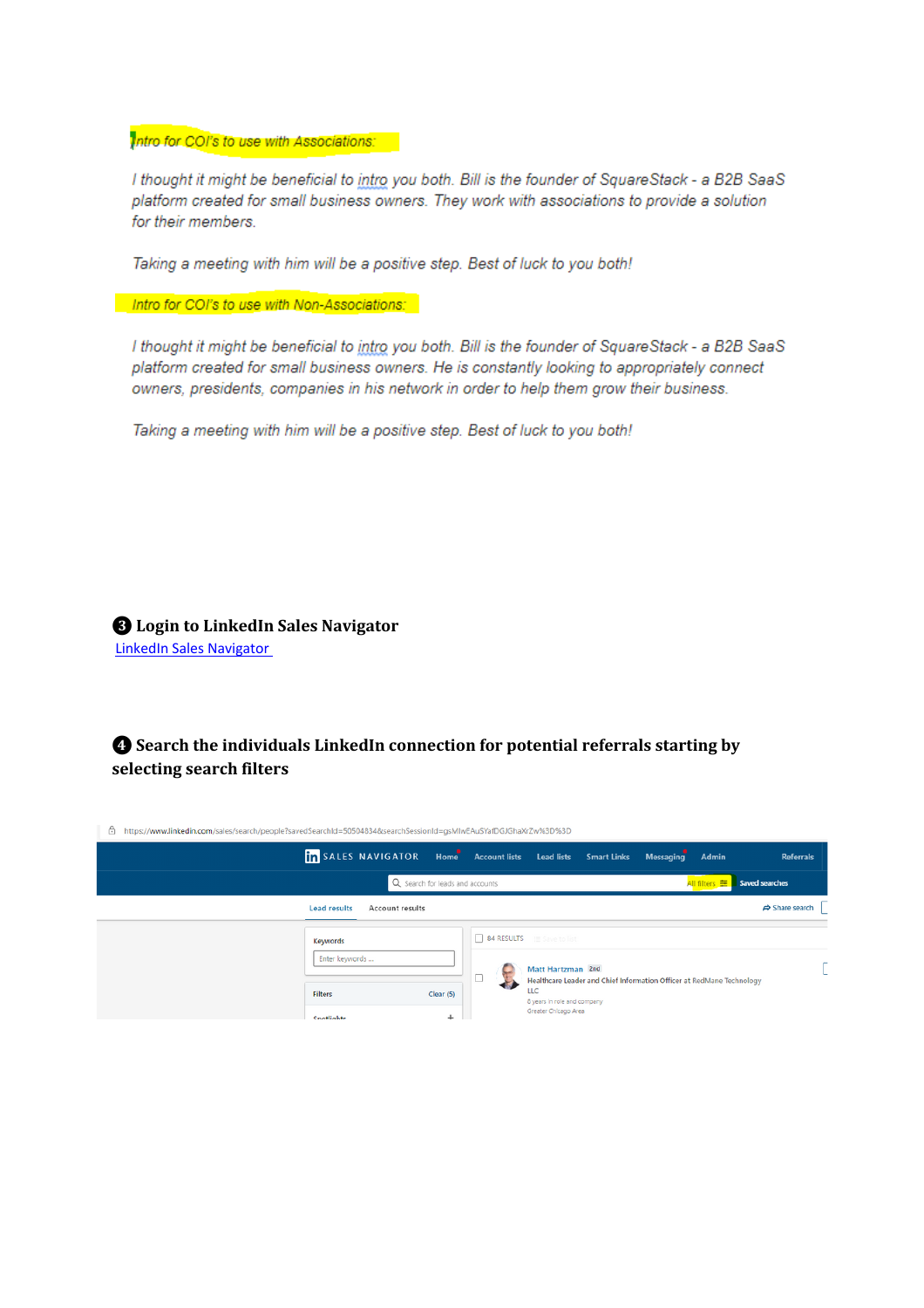*Intro for COI's to use with Associations:*

*I thought it might be beneficial to intro you both. Bill is the founder of SquareStack - a B2B SaaS platform created for small business owners. They work with associations to provide a solution for their members.*

*Taking a meeting with him will be a positive step. Best of luck to you both!*

*Intro for COI's to use with Non-Associations:*

*I thought it might be beneficial to intro you both. Bill is the founder of SquareStack - a B2B SaaS platform created for small business owners. He is constantly looking to appropriately connect owners, presidents, companies in his network in order to help them grow their business.*

*Taking a meeting with him will be a positive step. Best of luck to you both!*

### ❸ Login to LinkedIn Sales Navigator

[LinkedIn Sales Navigator](LinkedIn Sales Navigator)

### ❹ Search the individuals LinkedIn connection for potential referrals starting by selecting search filters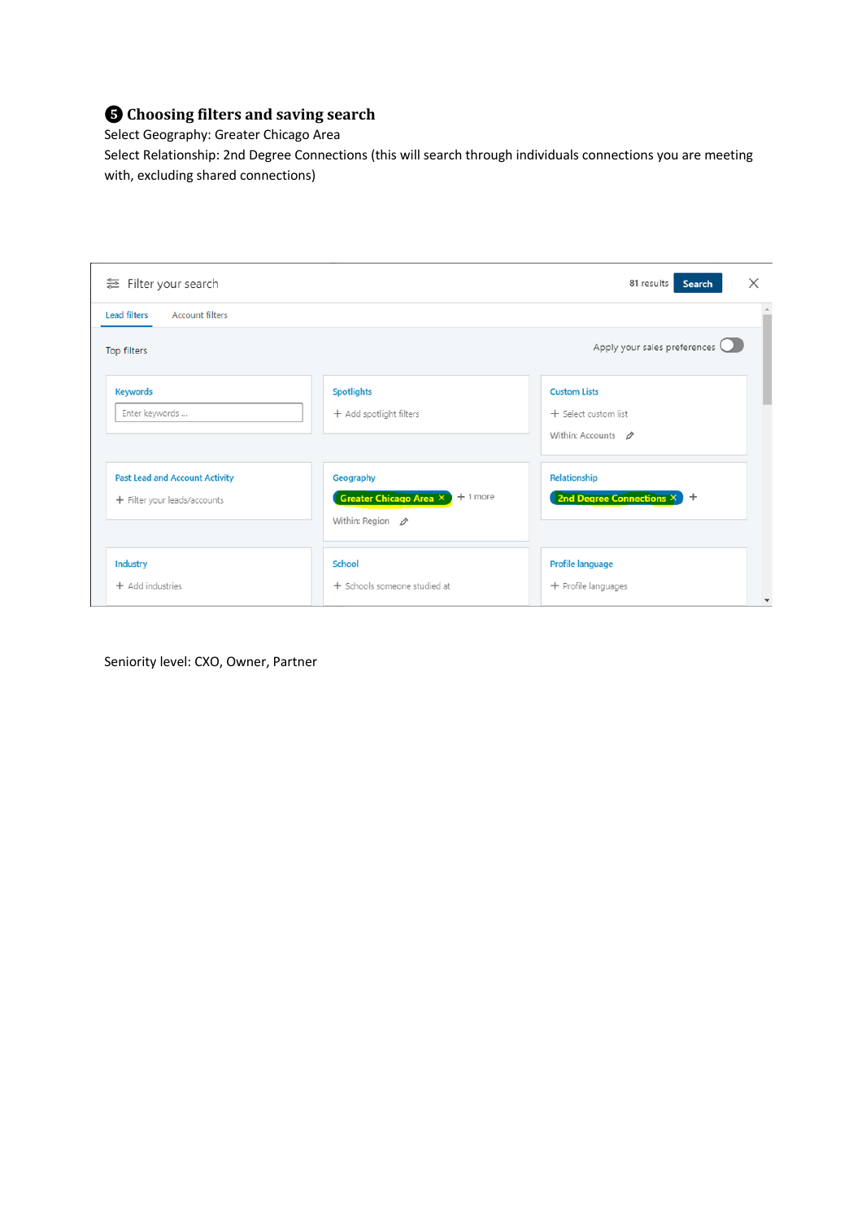## ❺ Choosing filters and saving search

Select Geography: Greater Chicago Area

Select Relationship: 2nd Degree Connections (this will search through individuals connections you are meeting with, excluding shared connections)

Filter your search

81 results Search

Lead filters Account filters

Top filters

Apply your sales preferences

Keywords
Enter keywords ...

Spotlights
+ Add spotlight filters

Custom Lists
+ Select custom list
Within: Accounts

Past Lead and Account Activity
+ Filter your leads/accounts

Geography
Greater Chicago Area × + 1 more
Within: Region

Relationship
2nd Degree Connections × +

Industry
+ Add industries

School
+ Schools someone studied at

Profile language
+ Profile languages

Seniority level: CXO, Owner, Partner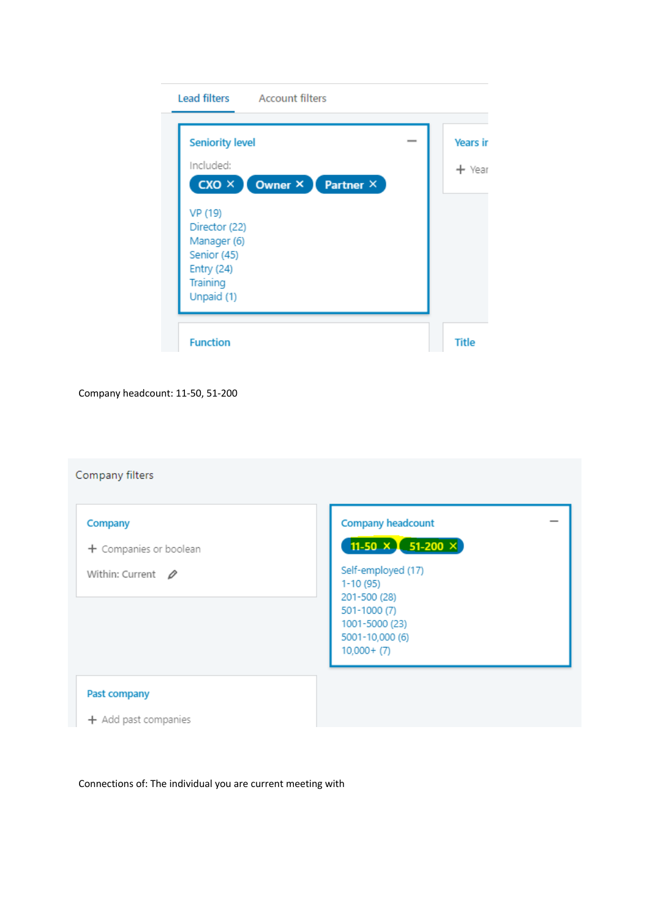Lead filters Account filters

Seniority level

Included:

CXO × Owner × Partner ×

VP (19)
Director (22)
Manager (6)
Senior (45)
Entry (24)
Training
Unpaid (1)

Years ir

+ Year

Function

Title

Company headcount: 11-50, 51-200

Company filters

Company

+ Companies or boolean

Within: Current

Company headcount

11-50 × 51-200 ×

Self-employed (17)
1-10 (95)
201-500 (28)
501-1000 (7)
1001-5000 (23)
5001-10,000 (6)
10,000+ (7)

Past company

+ Add past companies

Connections of: The individual you are current meeting with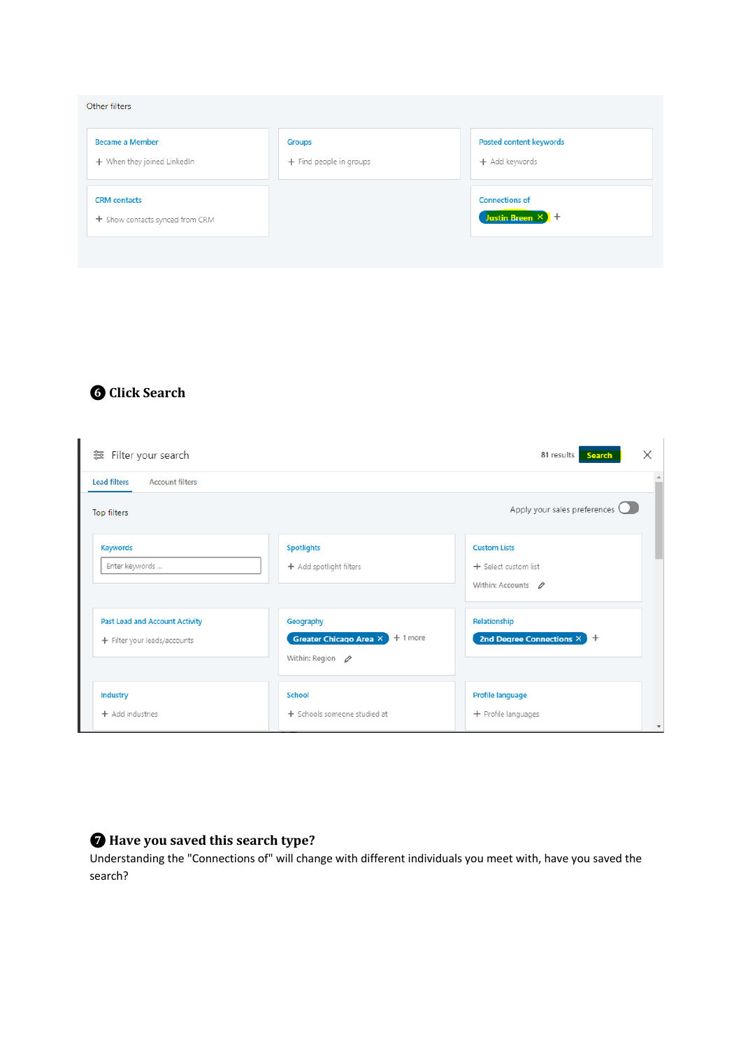Other filters

Became a Member
+ When they joined LinkedIn

Groups
+ Find people in groups

Posted content keywords
+ Add keywords

CRM contacts
+ Show contacts synced from CRM

Connections of
Justin Breen ✕ +

### ❻ Click Search

Filter your search — 81 results — Search

Lead filters | Account filters

Top filters — Apply your sales preferences

Keywords
Enter keywords ...

Spotlights
+ Add spotlight filters

Custom Lists
+ Select custom list
Within: Accounts

Past Lead and Account Activity
+ Filter your leads/accounts

Geography
Greater Chicago Area ✕ + 1 more
Within: Region

Relationship
2nd Degree Connections ✕ +

Industry
+ Add industries

School
+ Schools someone studied at

Profile language
+ Profile languages

### ❼ Have you saved this search type?

Understanding the "Connections of" will change with different individuals you meet with, have you saved the search?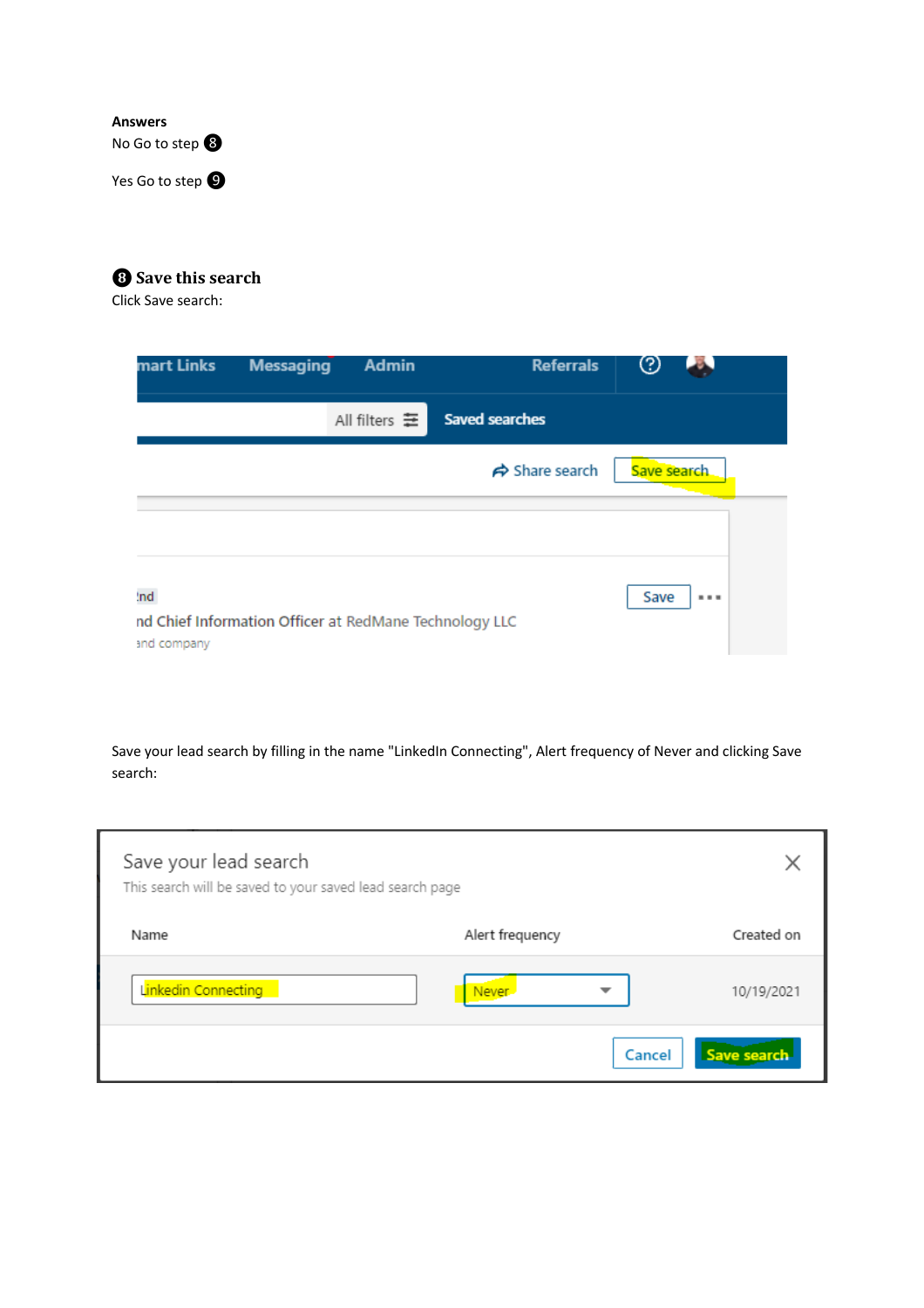**Answers**

No Go to step ❽

Yes Go to step ❾

### ❽ Save this search

Click Save search:

Save your lead search by filling in the name "LinkedIn Connecting", Alert frequency of Never and clicking Save search: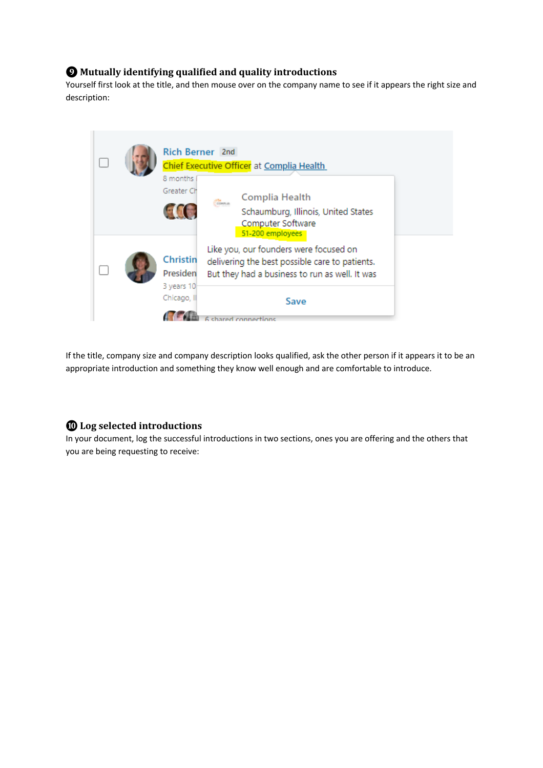### ❾ Mutually identifying qualified and quality introductions

Yourself first look at the title, and then mouse over on the company name to see if it appears the right size and description:

If the title, company size and company description looks qualified, ask the other person if it appears it to be an appropriate introduction and something they know well enough and are comfortable to introduce.

### ❿ Log selected introductions

In your document, log the successful introductions in two sections, ones you are offering and the others that you are being requesting to receive: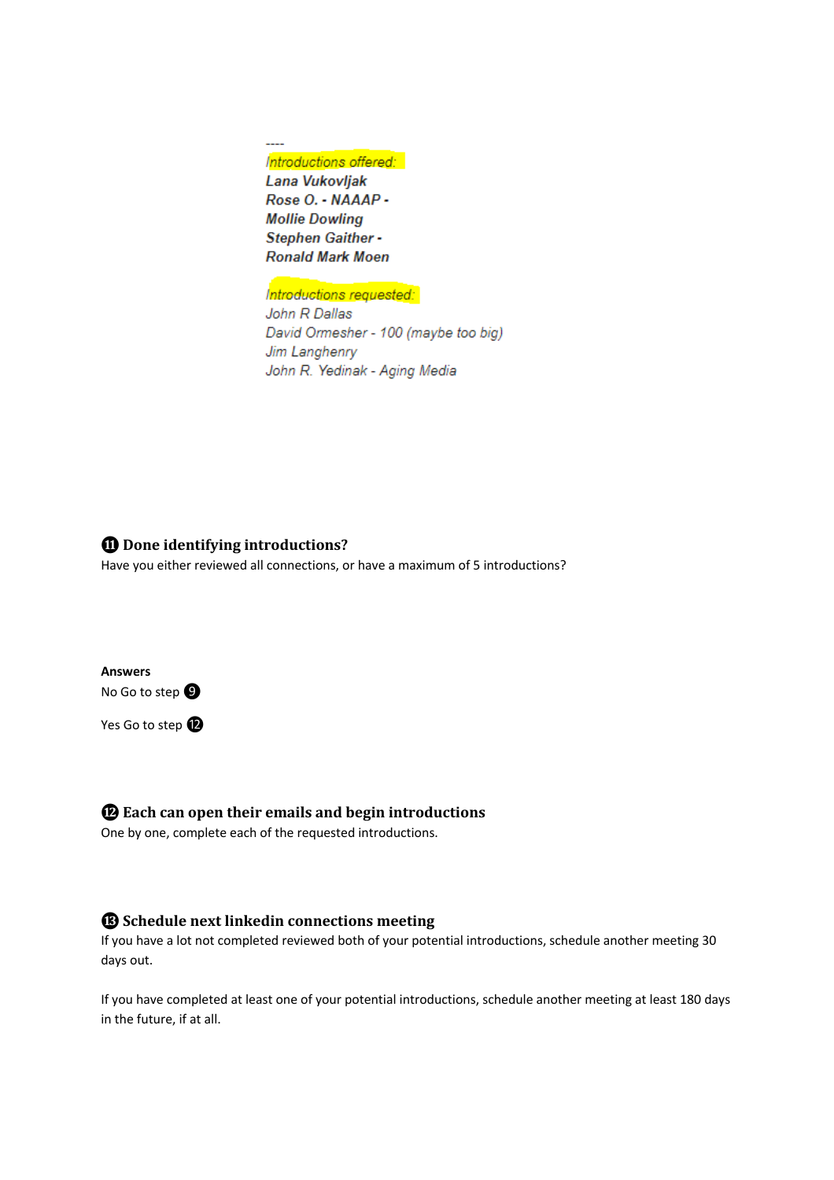----

*Introductions offered:*

***Lana Vukovljak***
***Rose O. - NAAAP -***
***Mollie Dowling***
***Stephen Gaither -***
***Ronald Mark Moen***

*Introductions requested:*

*John R Dallas*
*David Ormesher - 100 (maybe too big)*
*Jim Langhenry*
*John R. Yedinak - Aging Media*

## ⓫ Done identifying introductions?

Have you either reviewed all connections, or have a maximum of 5 introductions?

**Answers**

No Go to step ❾

Yes Go to step ⓬

## ⓬ Each can open their emails and begin introductions

One by one, complete each of the requested introductions.

## ⓭ Schedule next linkedin connections meeting

If you have a lot not completed reviewed both of your potential introductions, schedule another meeting 30 days out.

If you have completed at least one of your potential introductions, schedule another meeting at least 180 days in the future, if at all.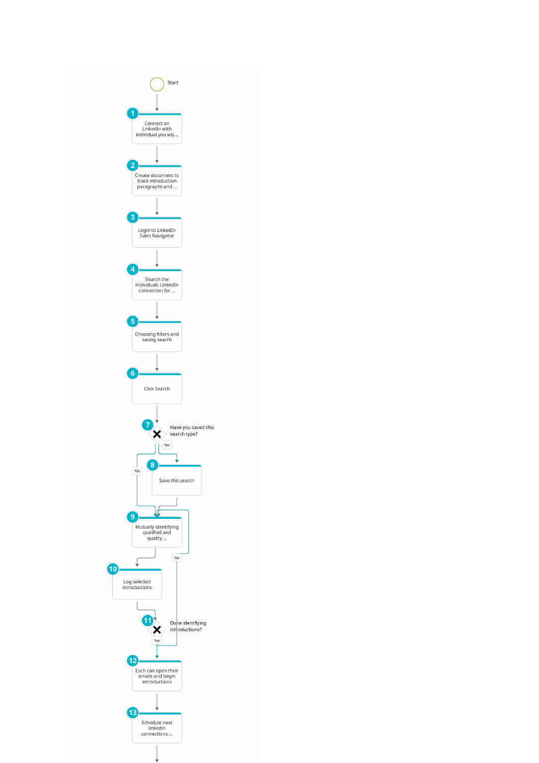Start

1
Connect on LinkedIn with individual you wis...

2
Create document to track introduction paragraphs and ...

3
Login to LinkedIn Sales Navigator

4
Search the individuals LinkedIn connection for ...

5
Choosing filters and saving search

6
Click Search

7
Have you saved this search type?

No

Yes

8
Save this search

9
Mutually identifying qualified and quality ...

No

10
Log selected introductions

11
Done identifying introductions?

Yes

12
Each can open their emails and begin introductions

13
Schedule next linkedin connections ...